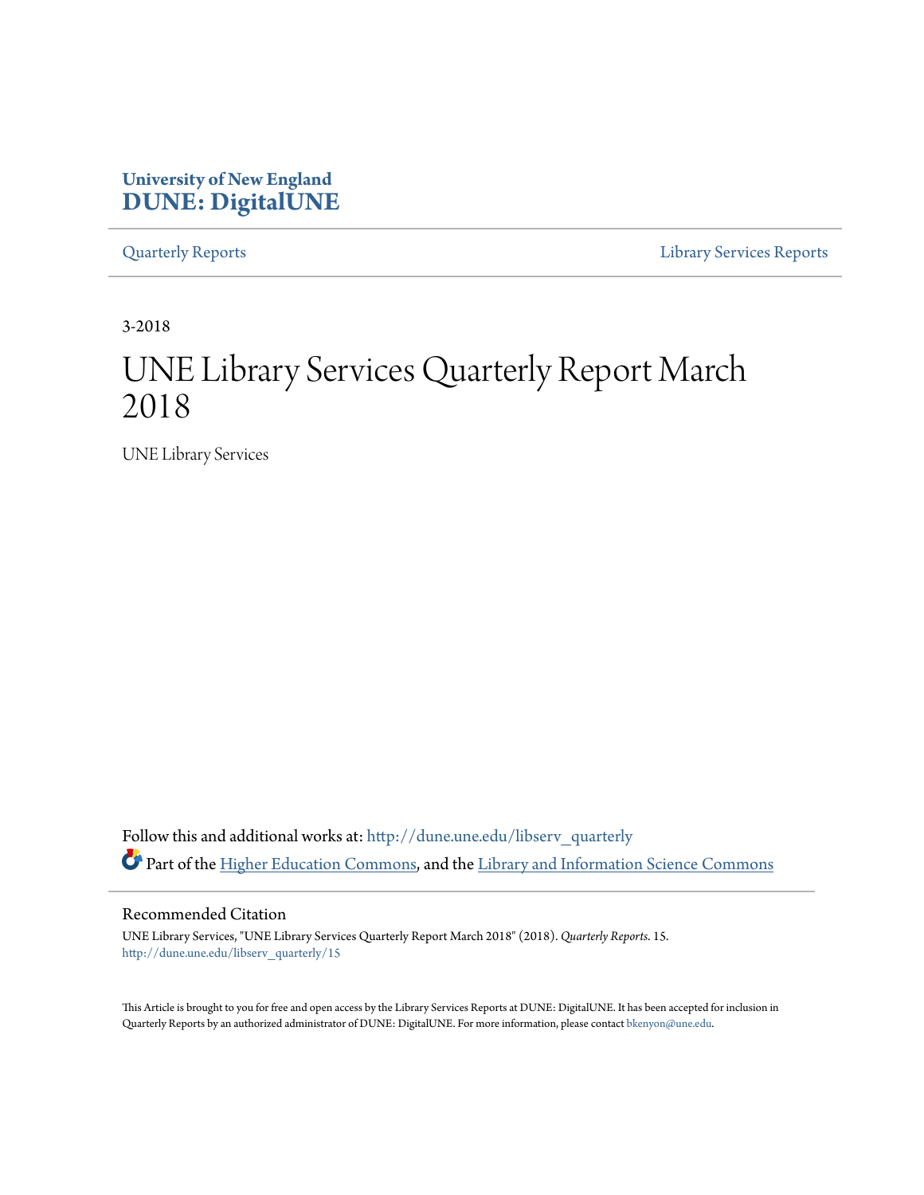University of New England
**DUNE: DigitalUNE**

Quarterly Reports | Library Services Reports

3-2018

# UNE Library Services Quarterly Report March 2018

UNE Library Services

Follow this and additional works at: http://dune.une.edu/libserv_quarterly

Part of the Higher Education Commons, and the Library and Information Science Commons

## Recommended Citation

UNE Library Services, "UNE Library Services Quarterly Report March 2018" (2018). *Quarterly Reports*. 15.
http://dune.une.edu/libserv_quarterly/15

This Article is brought to you for free and open access by the Library Services Reports at DUNE: DigitalUNE. It has been accepted for inclusion in Quarterly Reports by an authorized administrator of DUNE: DigitalUNE. For more information, please contact bkenyon@une.edu.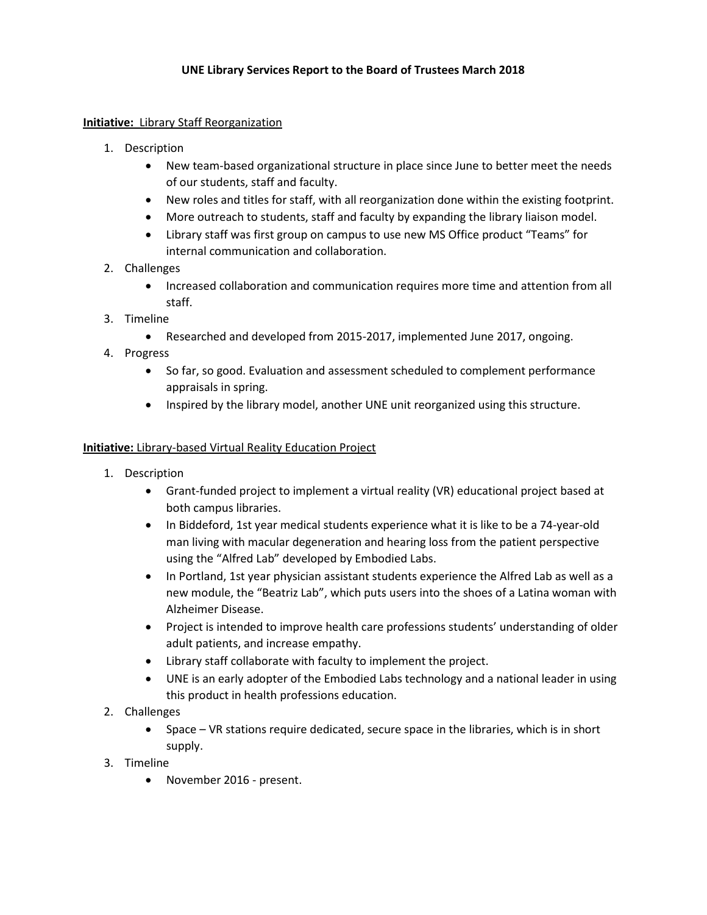**UNE Library Services Report to the Board of Trustees March 2018**

**Initiative:** Library Staff Reorganization

1. Description
    - New team-based organizational structure in place since June to better meet the needs of our students, staff and faculty.
    - New roles and titles for staff, with all reorganization done within the existing footprint.
    - More outreach to students, staff and faculty by expanding the library liaison model.
    - Library staff was first group on campus to use new MS Office product "Teams" for internal communication and collaboration.
2. Challenges
    - Increased collaboration and communication requires more time and attention from all staff.
3. Timeline
    - Researched and developed from 2015-2017, implemented June 2017, ongoing.
4. Progress
    - So far, so good. Evaluation and assessment scheduled to complement performance appraisals in spring.
    - Inspired by the library model, another UNE unit reorganized using this structure.

**Initiative:** Library-based Virtual Reality Education Project

1. Description
    - Grant-funded project to implement a virtual reality (VR) educational project based at both campus libraries.
    - In Biddeford, 1st year medical students experience what it is like to be a 74-year-old man living with macular degeneration and hearing loss from the patient perspective using the "Alfred Lab" developed by Embodied Labs.
    - In Portland, 1st year physician assistant students experience the Alfred Lab as well as a new module, the "Beatriz Lab", which puts users into the shoes of a Latina woman with Alzheimer Disease.
    - Project is intended to improve health care professions students' understanding of older adult patients, and increase empathy.
    - Library staff collaborate with faculty to implement the project.
    - UNE is an early adopter of the Embodied Labs technology and a national leader in using this product in health professions education.
2. Challenges
    - Space – VR stations require dedicated, secure space in the libraries, which is in short supply.
3. Timeline
    - November 2016 - present.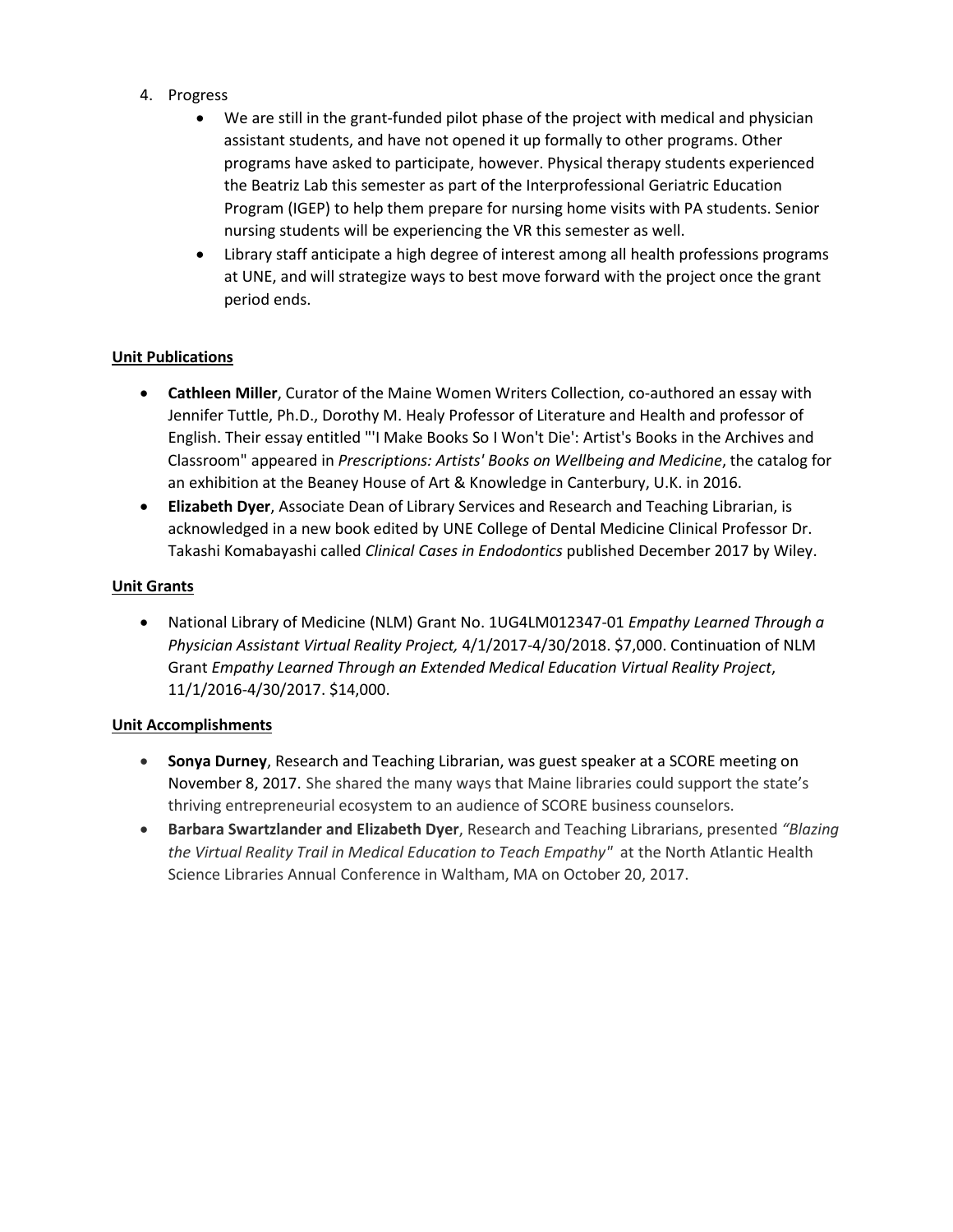4. Progress
    - We are still in the grant-funded pilot phase of the project with medical and physician assistant students, and have not opened it up formally to other programs. Other programs have asked to participate, however. Physical therapy students experienced the Beatriz Lab this semester as part of the Interprofessional Geriatric Education Program (IGEP) to help them prepare for nursing home visits with PA students. Senior nursing students will be experiencing the VR this semester as well.
    - Library staff anticipate a high degree of interest among all health professions programs at UNE, and will strategize ways to best move forward with the project once the grant period ends.

**Unit Publications**

- **Cathleen Miller**, Curator of the Maine Women Writers Collection, co-authored an essay with Jennifer Tuttle, Ph.D., Dorothy M. Healy Professor of Literature and Health and professor of English. Their essay entitled "'I Make Books So I Won't Die': Artist's Books in the Archives and Classroom" appeared in *Prescriptions: Artists' Books on Wellbeing and Medicine*, the catalog for an exhibition at the Beaney House of Art & Knowledge in Canterbury, U.K. in 2016.
- **Elizabeth Dyer**, Associate Dean of Library Services and Research and Teaching Librarian, is acknowledged in a new book edited by UNE College of Dental Medicine Clinical Professor Dr. Takashi Komabayashi called *Clinical Cases in Endodontics* published December 2017 by Wiley.

**Unit Grants**

- National Library of Medicine (NLM) Grant No. 1UG4LM012347-01 *Empathy Learned Through a Physician Assistant Virtual Reality Project,* 4/1/2017-4/30/2018. $7,000. Continuation of NLM Grant *Empathy Learned Through an Extended Medical Education Virtual Reality Project*, 11/1/2016-4/30/2017. $14,000.

**Unit Accomplishments**

- **Sonya Durney**, Research and Teaching Librarian, was guest speaker at a SCORE meeting on November 8, 2017. She shared the many ways that Maine libraries could support the state's thriving entrepreneurial ecosystem to an audience of SCORE business counselors.
- **Barbara Swartzlander and Elizabeth Dyer**, Research and Teaching Librarians, presented *"Blazing the Virtual Reality Trail in Medical Education to Teach Empathy"* at the North Atlantic Health Science Libraries Annual Conference in Waltham, MA on October 20, 2017.